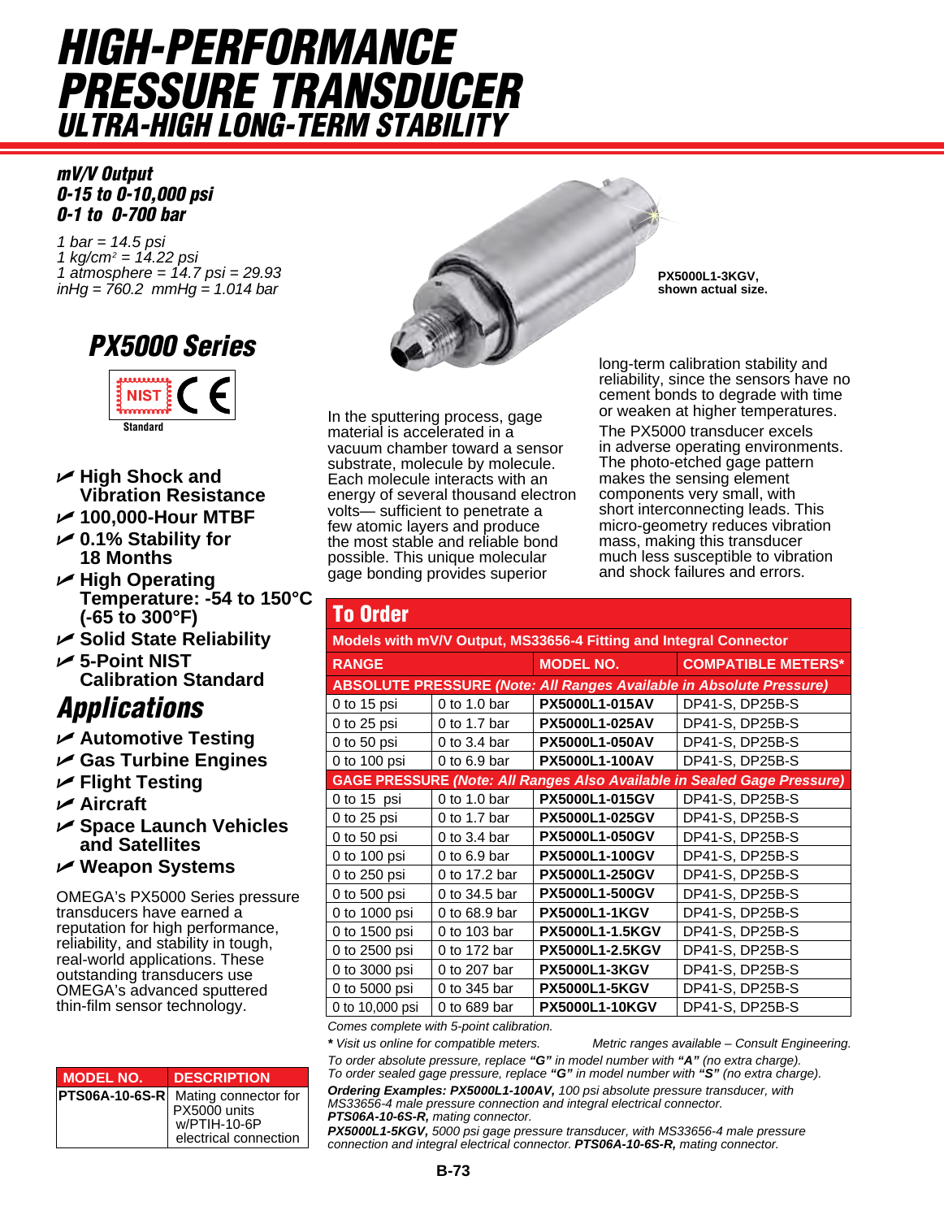# HIGH-PERFORMANCE PRESSURE TRANSDUCER
## ULTRA-HIGH LONG-TERM STABILITY

***mV/V Output***
***0-15 to 0-10,000 psi***
***0-1 to 0-700 bar***

*1 bar = 14.5 psi*
*1 kg/cm$^2$ = 14.22 psi*
*1 atmosphere = 14.7 psi = 29.93 inHg = 760.2 mmHg = 1.014 bar*

## PX5000 Series

NIST Standard CE

- **High Shock and Vibration Resistance**
- **100,000-Hour MTBF**
- **0.1% Stability for 18 Months**
- **High Operating Temperature: -54 to 150°C (-65 to 300°F)**
- **Solid State Reliability**
- **5-Point NIST Calibration Standard**

## Applications

- **Automotive Testing**
- **Gas Turbine Engines**
- **Flight Testing**
- **Aircraft**
- **Space Launch Vehicles and Satellites**
- **Weapon Systems**

OMEGA's PX5000 Series pressure transducers have earned a reputation for high performance, reliability, and stability in tough, real-world applications. These outstanding transducers use OMEGA's advanced sputtered thin-film sensor technology.

**PX5000L1-3KGV, shown actual size.**

In the sputtering process, gage material is accelerated in a vacuum chamber toward a sensor substrate, molecule by molecule. Each molecule interacts with an energy of several thousand electron volts— sufficient to penetrate a few atomic layers and produce the most stable and reliable bond possible. This unique molecular gage bonding provides superior long-term calibration stability and reliability, since the sensors have no cement bonds to degrade with time or weaken at higher temperatures.

The PX5000 transducer excels in adverse operating environments. The photo-etched gage pattern makes the sensing element components very small, with short interconnecting leads. This micro-geometry reduces vibration mass, making this transducer much less susceptible to vibration and shock failures and errors.

| MODEL NO. | DESCRIPTION |
|---|---|
| PTS06A-10-6S-R | Mating connector for PX5000 units w/PTIH-10-6P electrical connection |

## To Order

**Models with mV/V Output, MS33656-4 Fitting and Integral Connector**

| RANGE | | MODEL NO. | COMPATIBLE METERS* |
|---|---|---|---|
| **ABSOLUTE PRESSURE *(Note: All Ranges Available in Absolute Pressure)*** | | | |
| 0 to 15 psi | 0 to 1.0 bar | **PX5000L1-015AV** | DP41-S, DP25B-S |
| 0 to 25 psi | 0 to 1.7 bar | **PX5000L1-025AV** | DP41-S, DP25B-S |
| 0 to 50 psi | 0 to 3.4 bar | **PX5000L1-050AV** | DP41-S, DP25B-S |
| 0 to 100 psi | 0 to 6.9 bar | **PX5000L1-100AV** | DP41-S, DP25B-S |
| **GAGE PRESSURE *(Note: All Ranges Also Available in Sealed Gage Pressure)*** | | | |
| 0 to 15 psi | 0 to 1.0 bar | **PX5000L1-015GV** | DP41-S, DP25B-S |
| 0 to 25 psi | 0 to 1.7 bar | **PX5000L1-025GV** | DP41-S, DP25B-S |
| 0 to 50 psi | 0 to 3.4 bar | **PX5000L1-050GV** | DP41-S, DP25B-S |
| 0 to 100 psi | 0 to 6.9 bar | **PX5000L1-100GV** | DP41-S, DP25B-S |
| 0 to 250 psi | 0 to 17.2 bar | **PX5000L1-250GV** | DP41-S, DP25B-S |
| 0 to 500 psi | 0 to 34.5 bar | **PX5000L1-500GV** | DP41-S, DP25B-S |
| 0 to 1000 psi | 0 to 68.9 bar | **PX5000L1-1KGV** | DP41-S, DP25B-S |
| 0 to 1500 psi | 0 to 103 bar | **PX5000L1-1.5KGV** | DP41-S, DP25B-S |
| 0 to 2500 psi | 0 to 172 bar | **PX5000L1-2.5KGV** | DP41-S, DP25B-S |
| 0 to 3000 psi | 0 to 207 bar | **PX5000L1-3KGV** | DP41-S, DP25B-S |
| 0 to 5000 psi | 0 to 345 bar | **PX5000L1-5KGV** | DP41-S, DP25B-S |
| 0 to 10,000 psi | 0 to 689 bar | **PX5000L1-10KGV** | DP41-S, DP25B-S |

*Comes complete with 5-point calibration.*

***** *Visit us online for compatible meters.* *Metric ranges available – Consult Engineering.*

*To order absolute pressure, replace **"G"** in model number with **"A"** (no extra charge).*
*To order sealed gage pressure, replace **"G"** in model number with **"S"** (no extra charge).*

***Ordering Examples: PX5000L1-100AV,*** *100 psi absolute pressure transducer, with MS33656-4 male pressure connection and integral electrical connector.* ***PTS06A-10-6S-R,*** *mating connector.*

***PX5000L1-5KGV,*** *5000 psi gage pressure transducer, with MS33656-4 male pressure connection and integral electrical connector.* ***PTS06A-10-6S-R,*** *mating connector.*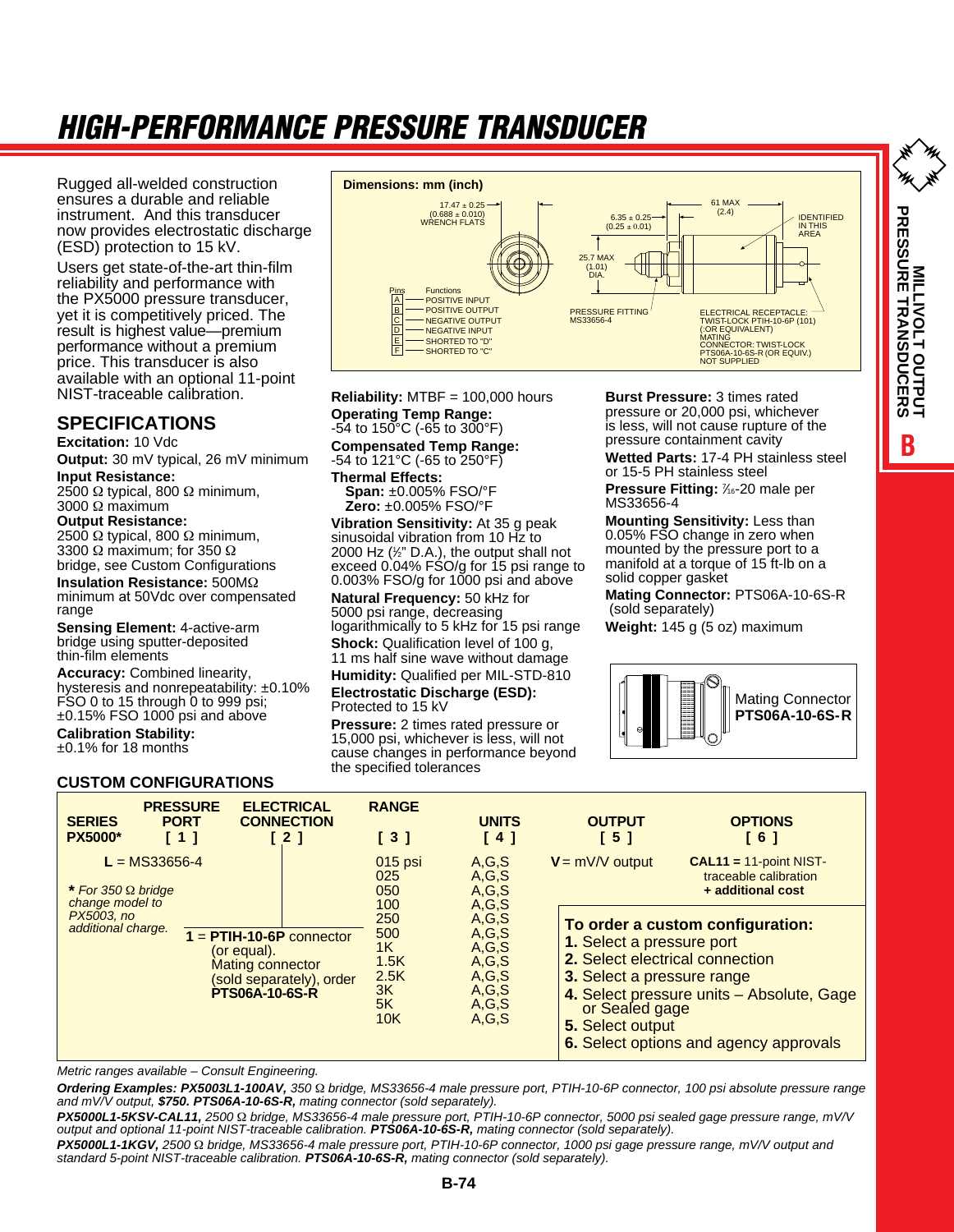# HIGH-PERFORMANCE PRESSURE TRANSDUCER

Rugged all-welded construction ensures a durable and reliable instrument. And this transducer now provides electrostatic discharge (ESD) protection to 15 kV.

Users get state-of-the-art thin-film reliability and performance with the PX5000 pressure transducer, yet it is competitively priced. The result is highest value—premium performance without a premium price. This transducer is also available with an optional 11-point NIST-traceable calibration.

**Dimensions: mm (inch)**

17.47 ± 0.25 (0.688 ± 0.010) WRENCH FLATS

6.35 ± 0.25 (0.25 ± 0.01)

61 MAX (2.4)

IDENTIFIED IN THIS AREA

25.7 MAX (1.01) DIA.

| Pins | Functions |
|---|---|
| A | POSITIVE INPUT |
| B | POSITIVE OUTPUT |
| C | NEGATIVE OUTPUT |
| D | NEGATIVE INPUT |
| E | SHORTED TO "D" |
| F | SHORTED TO "C" |

PRESSURE FITTING MS33656-4

ELECTRICAL RECEPTACLE: TWIST-LOCK PTIH-10-6P (101) (:OR EQUIVALENT) MATING CONNECTOR: TWIST-LOCK PTS06A-10-6S-R (OR EQUIV.) NOT SUPPLIED

## SPECIFICATIONS

**Excitation:** 10 Vdc

**Output:** 30 mV typical, 26 mV minimum

**Input Resistance:**
2500 Ω typical, 800 Ω minimum, 3000 Ω maximum

**Output Resistance:**
2500 Ω typical, 800 Ω minimum, 3300 Ω maximum; for 350 Ω bridge, see Custom Configurations

**Insulation Resistance:** 500MΩ minimum at 50Vdc over compensated range

**Sensing Element:** 4-active-arm bridge using sputter-deposited thin-film elements

**Accuracy:** Combined linearity, hysteresis and nonrepeatability: ±0.10% FSO 0 to 15 through 0 to 999 psi; ±0.15% FSO 1000 psi and above

**Calibration Stability:**
±0.1% for 18 months

**Reliability:** MTBF = 100,000 hours

**Operating Temp Range:**
-54 to 150°C (-65 to 300°F)

**Compensated Temp Range:**
-54 to 121°C (-65 to 250°F)

**Thermal Effects:**
**Span:** ±0.005% FSO/°F
**Zero:** ±0.005% FSO/°F

**Vibration Sensitivity:** At 35 g peak sinusoidal vibration from 10 Hz to 2000 Hz (½" D.A.), the output shall not exceed 0.04% FSO/g for 15 psi range to 0.003% FSO/g for 1000 psi and above

**Natural Frequency:** 50 kHz for 5000 psi range, decreasing logarithmically to 5 kHz for 15 psi range

**Shock:** Qualification level of 100 g, 11 ms half sine wave without damage

**Humidity:** Qualified per MIL-STD-810

**Electrostatic Discharge (ESD):**
Protected to 15 kV

**Pressure:** 2 times rated pressure or 15,000 psi, whichever is less, will not cause changes in performance beyond the specified tolerances

**Burst Pressure:** 3 times rated pressure or 20,000 psi, whichever is less, will not cause rupture of the pressure containment cavity

**Wetted Parts:** 17-4 PH stainless steel or 15-5 PH stainless steel

**Pressure Fitting:** 7⁄16-20 male per MS33656-4

**Mounting Sensitivity:** Less than 0.05% FSO change in zero when mounted by the pressure port to a manifold at a torque of 15 ft-lb on a solid copper gasket

**Mating Connector:** PTS06A-10-6S-R (sold separately)

**Weight:** 145 g (5 oz) maximum

Mating Connector **PTS06A-10-6S-R**

## CUSTOM CONFIGURATIONS

| SERIES PX5000* | PRESSURE PORT [ 1 ] | ELECTRICAL CONNECTION [ 2 ] | RANGE [ 3 ] | UNITS [ 4 ] | OUTPUT [ 5 ] | OPTIONS [ 6 ] |
|---|---|---|---|---|---|---|
| | **L** = MS33656-4 | **1** = **PTIH-10-6P** connector (or equal). Mating connector (sold separately), order **PTS06A-10-6S-R** | 015 psi | A,G,S | **V** = mV/V output | **CAL11 =** 11-point NIST-traceable calibration **+ additional cost** |
| *\* For 350 Ω bridge change model to PX5003, no additional charge.* | | | 025 | A,G,S | | |
| | | | 050 | A,G,S | | |
| | | | 100 | A,G,S | | |
| | | | 250 | A,G,S | | |
| | | | 500 | A,G,S | | |
| | | | 1K | A,G,S | | |
| | | | 1.5K | A,G,S | | |
| | | | 2.5K | A,G,S | | |
| | | | 3K | A,G,S | | |
| | | | 5K | A,G,S | | |
| | | | 10K | A,G,S | | |

**To order a custom configuration:**
1. Select a pressure port
2. Select electrical connection
3. Select a pressure range
4. Select pressure units – Absolute, Gage or Sealed gage
5. Select output
6. Select options and agency approvals

*Metric ranges available – Consult Engineering.*

***Ordering Examples: PX5003L1-100AV,*** *350 Ω bridge, MS33656-4 male pressure port, PTIH-10-6P connector, 100 psi absolute pressure range and mV/V output,* ***$750. PTS06A-10-6S-R,*** *mating connector (sold separately).*

***PX5000L1-5KSV-CAL11,*** *2500 Ω bridge, MS33656-4 male pressure port, PTIH-10-6P connector, 5000 psi sealed gage pressure range, mV/V output and optional 11-point NIST-traceable calibration.* ***PTS06A-10-6S-R,*** *mating connector (sold separately).*

***PX5000L1-1KGV,*** *2500 Ω bridge, MS33656-4 male pressure port, PTIH-10-6P connector, 1000 psi gage pressure range, mV/V output and standard 5-point NIST-traceable calibration.* ***PTS06A-10-6S-R,*** *mating connector (sold separately).*